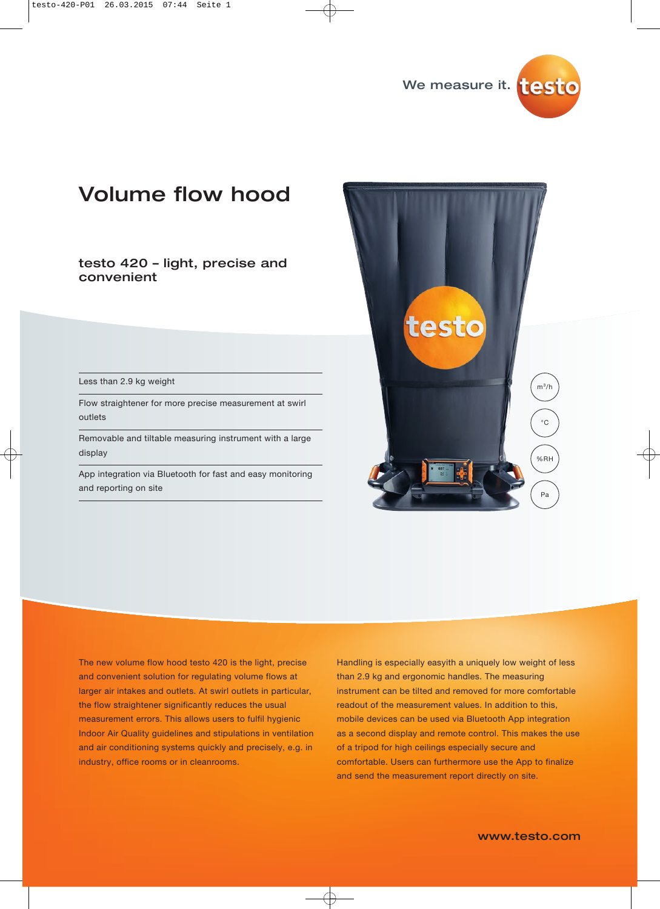We measure it. testo

# Volume flow hood

## testo 420 – light, precise and convenient

- Less than 2.9 kg weight
- Flow straightener for more precise measurement at swirl outlets
- Removable and tiltable measuring instrument with a large display
- App integration via Bluetooth for fast and easy monitoring and reporting on site

$m^3/h$

°C

%RH

Pa

The new volume flow hood testo 420 is the light, precise and convenient solution for regulating volume flows at larger air intakes and outlets. At swirl outlets in particular, the flow straightener significantly reduces the usual measurement errors. This allows users to fulfil hygienic Indoor Air Quality guidelines and stipulations in ventilation and air conditioning systems quickly and precisely, e.g. in industry, office rooms or in cleanrooms.

Handling is especially easyith a uniquely low weight of less than 2.9 kg and ergonomic handles. The measuring instrument can be tilted and removed for more comfortable readout of the measurement values. In addition to this, mobile devices can be used via Bluetooth App integration as a second display and remote control. This makes the use of a tripod for high ceilings especially secure and comfortable. Users can furthermore use the App to finalize and send the measurement report directly on site.

**www.testo.com**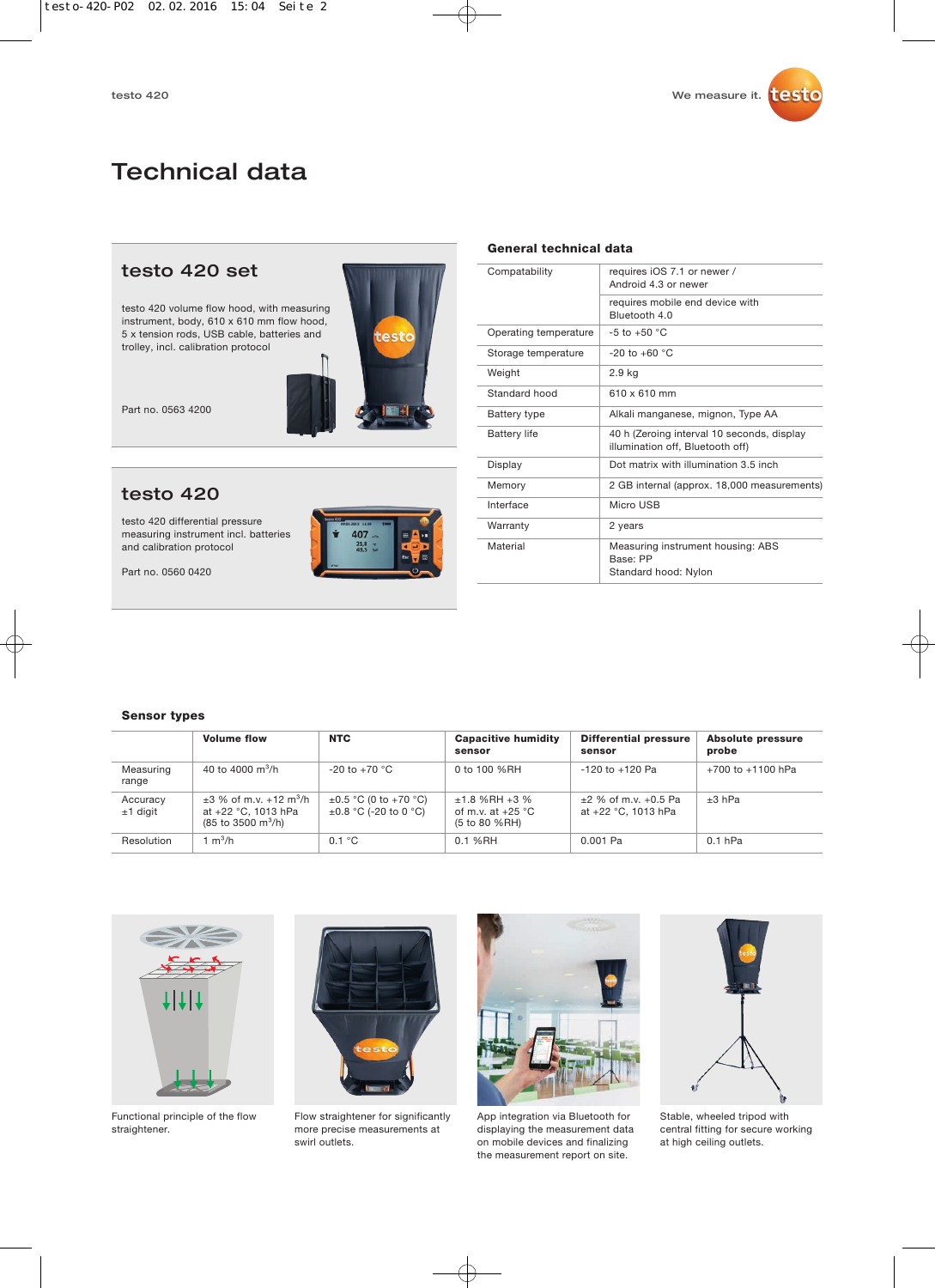# Technical data

## testo 420 set

testo 420 volume flow hood, with measuring instrument, body, 610 x 610 mm flow hood, 5 x tension rods, USB cable, batteries and trolley, incl. calibration protocol

Part no. 0563 4200

## testo 420

testo 420 differential pressure measuring instrument incl. batteries and calibration protocol

Part no. 0560 0420

### General technical data

| | |
|---|---|
| Compatability | requires iOS 7.1 or newer / Android 4.3 or newer |
| | requires mobile end device with Bluetooth 4.0 |
| Operating temperature | -5 to +50 °C |
| Storage temperature | -20 to +60 °C |
| Weight | 2.9 kg |
| Standard hood | 610 x 610 mm |
| Battery type | Alkali manganese, mignon, Type AA |
| Battery life | 40 h (Zeroing interval 10 seconds, display illumination off, Bluetooth off) |
| Display | Dot matrix with illumination 3.5 inch |
| Memory | 2 GB internal (approx. 18,000 measurements) |
| Interface | Micro USB |
| Warranty | 2 years |
| Material | Measuring instrument housing: ABS<br>Base: PP<br>Standard hood: Nylon |

### Sensor types

| | Volume flow | NTC | Capacitive humidity sensor | Differential pressure sensor | Absolute pressure probe |
|---|---|---|---|---|---|
| Measuring range | 40 to 4000 $m^3$/h | -20 to +70 °C | 0 to 100 %RH | -120 to +120 Pa | +700 to +1100 hPa |
| Accuracy ±1 digit | ±3 % of m.v. +12 $m^3$/h at +22 °C, 1013 hPa (85 to 3500 $m^3$/h) | ±0.5 °C (0 to +70 °C)<br>±0.8 °C (-20 to 0 °C) | ±1.8 %RH +3 % of m.v. at +25 °C (5 to 80 %RH) | ±2 % of m.v. +0.5 Pa at +22 °C, 1013 hPa | ±3 hPa |
| Resolution | 1 $m^3$/h | 0.1 °C | 0.1 %RH | 0.001 Pa | 0.1 hPa |

Functional principle of the flow straightener.

Flow straightener for significantly more precise measurements at swirl outlets.

App integration via Bluetooth for displaying the measurement data on mobile devices and finalizing the measurement report on site.

Stable, wheeled tripod with central fitting for secure working at high ceiling outlets.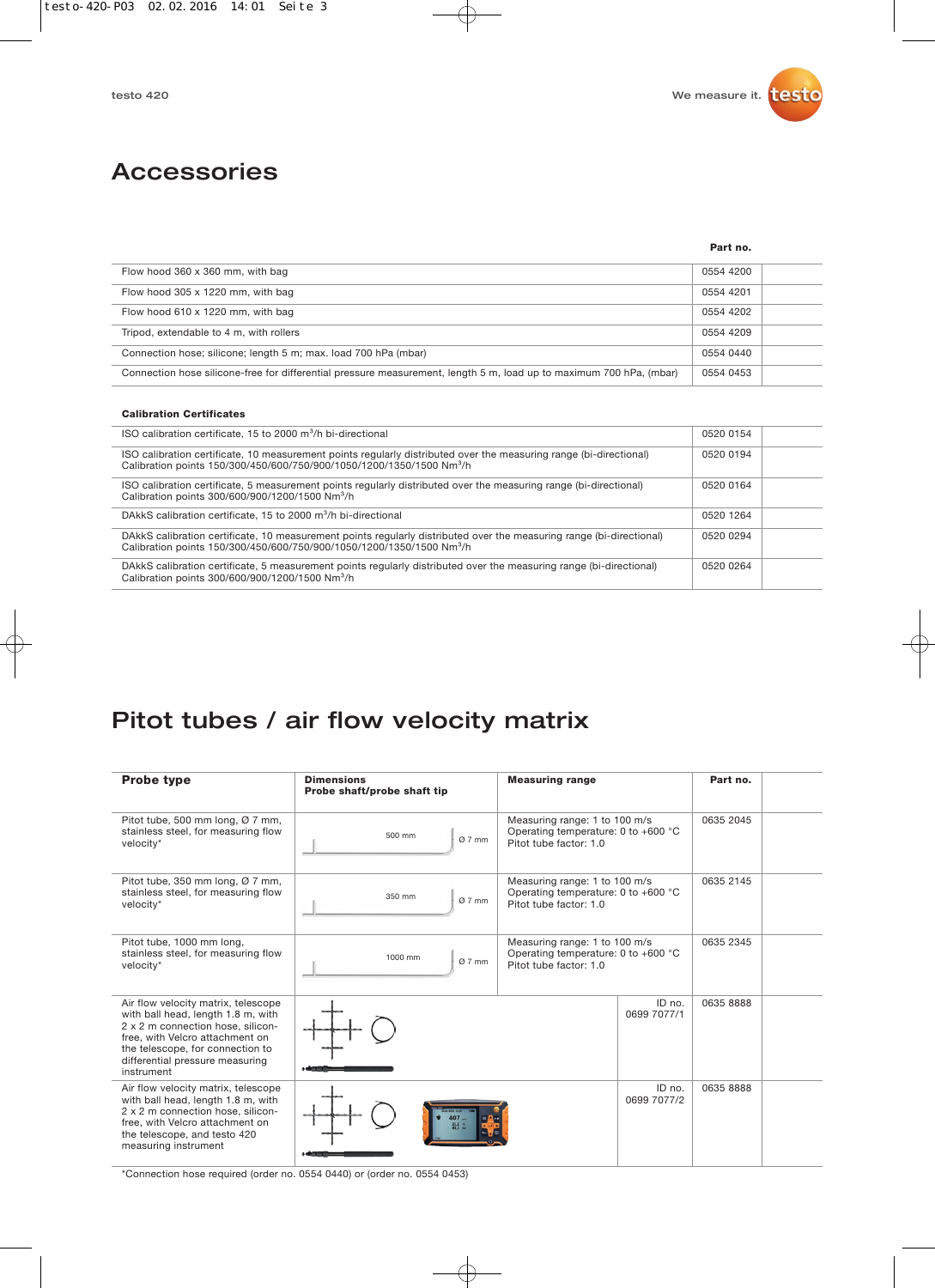# Accessories

| | Part no. |
|---|---|
| Flow hood 360 x 360 mm, with bag | 0554 4200 |
| Flow hood 305 x 1220 mm, with bag | 0554 4201 |
| Flow hood 610 x 1220 mm, with bag | 0554 4202 |
| Tripod, extendable to 4 m, with rollers | 0554 4209 |
| Connection hose; silicone; length 5 m; max. load 700 hPa (mbar) | 0554 0440 |
| Connection hose silicone-free for differential pressure measurement, length 5 m, load up to maximum 700 hPa, (mbar) | 0554 0453 |

| **Calibration Certificates** | |
|---|---|
| ISO calibration certificate, 15 to 2000 $m^3$/h bi-directional | 0520 0154 |
| ISO calibration certificate, 10 measurement points regularly distributed over the measuring range (bi-directional) Calibration points 150/300/450/600/750/900/1050/1200/1350/1500 $Nm^3$/h | 0520 0194 |
| ISO calibration certificate, 5 measurement points regularly distributed over the measuring range (bi-directional) Calibration points 300/600/900/1200/1500 $Nm^3$/h | 0520 0164 |
| DAkkS calibration certificate, 15 to 2000 $m^3$/h bi-directional | 0520 1264 |
| DAkkS calibration certificate, 10 measurement points regularly distributed over the measuring range (bi-directional) Calibration points 150/300/450/600/750/900/1050/1200/1350/1500 $Nm^3$/h | 0520 0294 |
| DAkkS calibration certificate, 5 measurement points regularly distributed over the measuring range (bi-directional) Calibration points 300/600/900/1200/1500 $Nm^3$/h | 0520 0264 |

# Pitot tubes / air flow velocity matrix

| Probe type | Dimensions Probe shaft/probe shaft tip | Measuring range | Part no. |
|---|---|---|---|
| Pitot tube, 500 mm long, Ø 7 mm, stainless steel, for measuring flow velocity* | 500 mm, Ø 7 mm | Measuring range: 1 to 100 m/s<br>Operating temperature: 0 to +600 °C<br>Pitot tube factor: 1.0 | 0635 2045 |
| Pitot tube, 350 mm long, Ø 7 mm, stainless steel, for measuring flow velocity* | 350 mm, Ø 7 mm | Measuring range: 1 to 100 m/s<br>Operating temperature: 0 to +600 °C<br>Pitot tube factor: 1.0 | 0635 2145 |
| Pitot tube, 1000 mm long, stainless steel, for measuring flow velocity* | 1000 mm, Ø 7 mm | Measuring range: 1 to 100 m/s<br>Operating temperature: 0 to +600 °C<br>Pitot tube factor: 1.0 | 0635 2345 |
| Air flow velocity matrix, telescope with ball head, length 1.8 m, with 2 x 2 m connection hose, silicon-free, with Velcro attachment on the telescope, for connection to differential pressure measuring instrument | | ID no. 0699 7077/1 | 0635 8888 |
| Air flow velocity matrix, telescope with ball head, length 1.8 m, with 2 x 2 m connection hose, silicon-free, with Velcro attachment on the telescope, and testo 420 measuring instrument | | ID no. 0699 7077/2 | 0635 8888 |

*Connection hose required (order no. 0554 0440) or (order no. 0554 0453)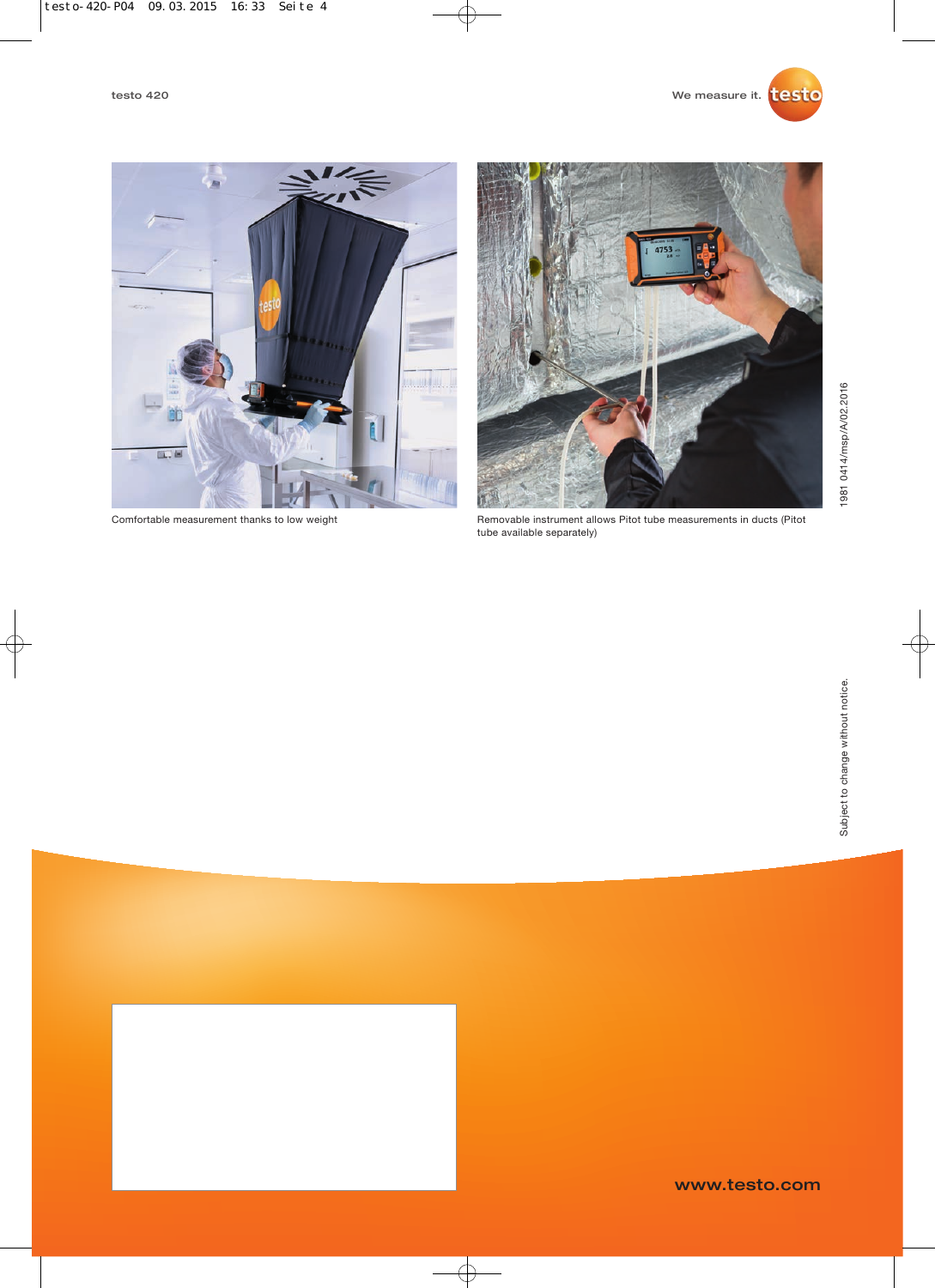Comfortable measurement thanks to low weight

Removable instrument allows Pitot tube measurements in ducts (Pitot tube available separately)

1981 0414/msp/A/02.2016

Subject to change without notice.

www.testo.com